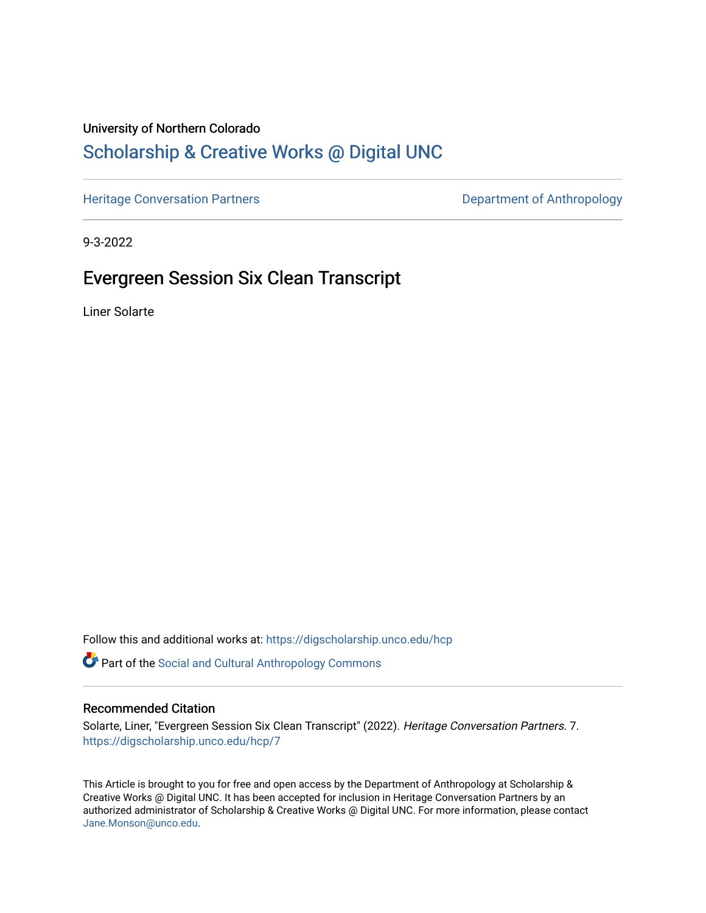University of Northern Colorado

# Scholarship & Creative Works @ Digital UNC

Heritage Conversation Partners | Department of Anthropology

9-3-2022

## Evergreen Session Six Clean Transcript

Liner Solarte

Follow this and additional works at: https://digscholarship.unco.edu/hcp

Part of the Social and Cultural Anthropology Commons

### Recommended Citation

Solarte, Liner, "Evergreen Session Six Clean Transcript" (2022). *Heritage Conversation Partners*. 7. https://digscholarship.unco.edu/hcp/7

This Article is brought to you for free and open access by the Department of Anthropology at Scholarship & Creative Works @ Digital UNC. It has been accepted for inclusion in Heritage Conversation Partners by an authorized administrator of Scholarship & Creative Works @ Digital UNC. For more information, please contact Jane.Monson@unco.edu.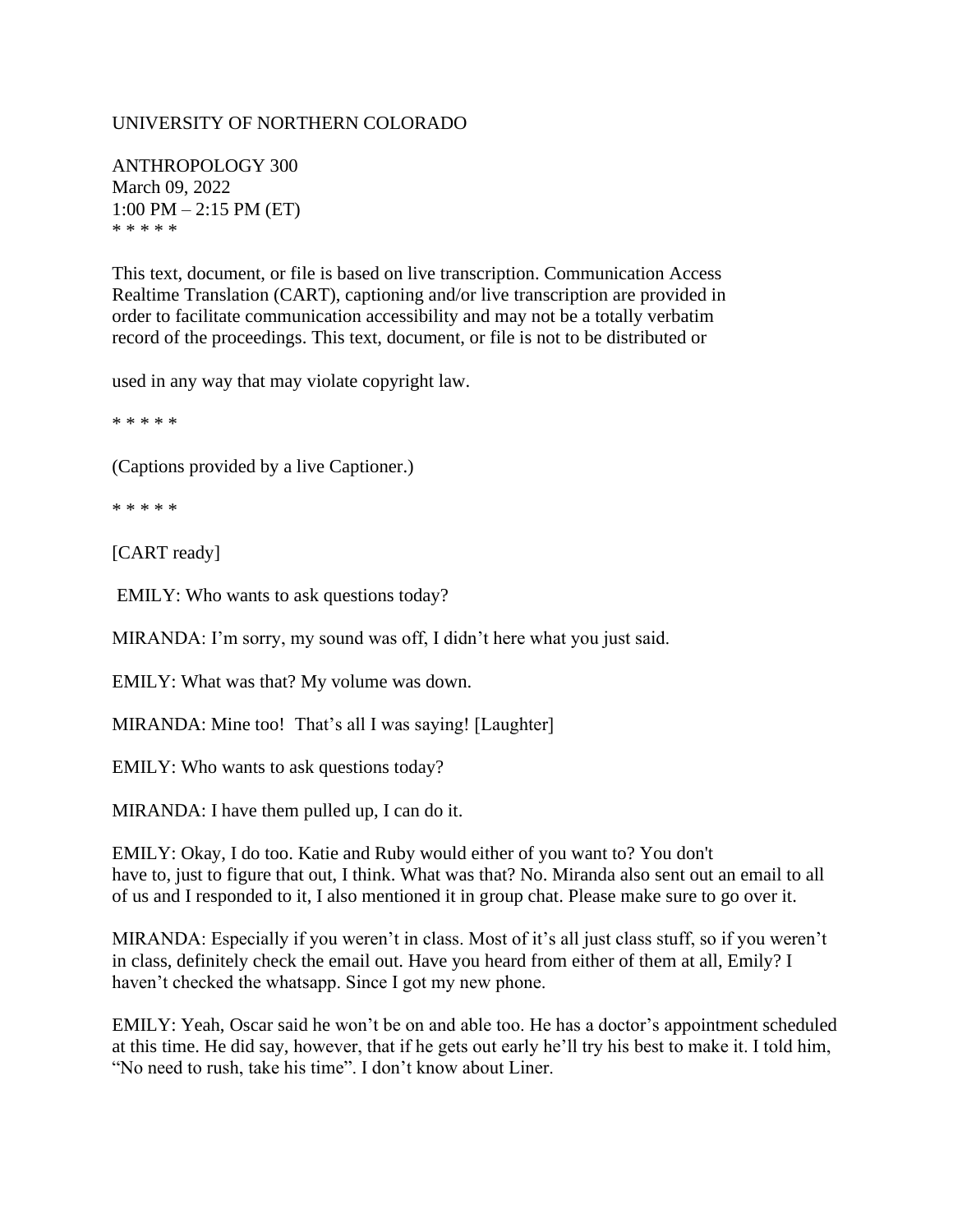UNIVERSITY OF NORTHERN COLORADO

ANTHROPOLOGY 300
March 09, 2022
1:00 PM – 2:15 PM (ET)
* * * * *

This text, document, or file is based on live transcription. Communication Access Realtime Translation (CART), captioning and/or live transcription are provided in order to facilitate communication accessibility and may not be a totally verbatim record of the proceedings. This text, document, or file is not to be distributed or

used in any way that may violate copyright law.

* * * * *

(Captions provided by a live Captioner.)

* * * * *

[CART ready]

EMILY: Who wants to ask questions today?

MIRANDA: I'm sorry, my sound was off, I didn't here what you just said.

EMILY: What was that? My volume was down.

MIRANDA: Mine too! That's all I was saying! [Laughter]

EMILY: Who wants to ask questions today?

MIRANDA: I have them pulled up, I can do it.

EMILY: Okay, I do too. Katie and Ruby would either of you want to? You don't have to, just to figure that out, I think. What was that? No. Miranda also sent out an email to all of us and I responded to it, I also mentioned it in group chat. Please make sure to go over it.

MIRANDA: Especially if you weren't in class. Most of it's all just class stuff, so if you weren't in class, definitely check the email out. Have you heard from either of them at all, Emily? I haven't checked the whatsapp. Since I got my new phone.

EMILY: Yeah, Oscar said he won't be on and able too. He has a doctor's appointment scheduled at this time. He did say, however, that if he gets out early he'll try his best to make it. I told him, "No need to rush, take his time". I don't know about Liner.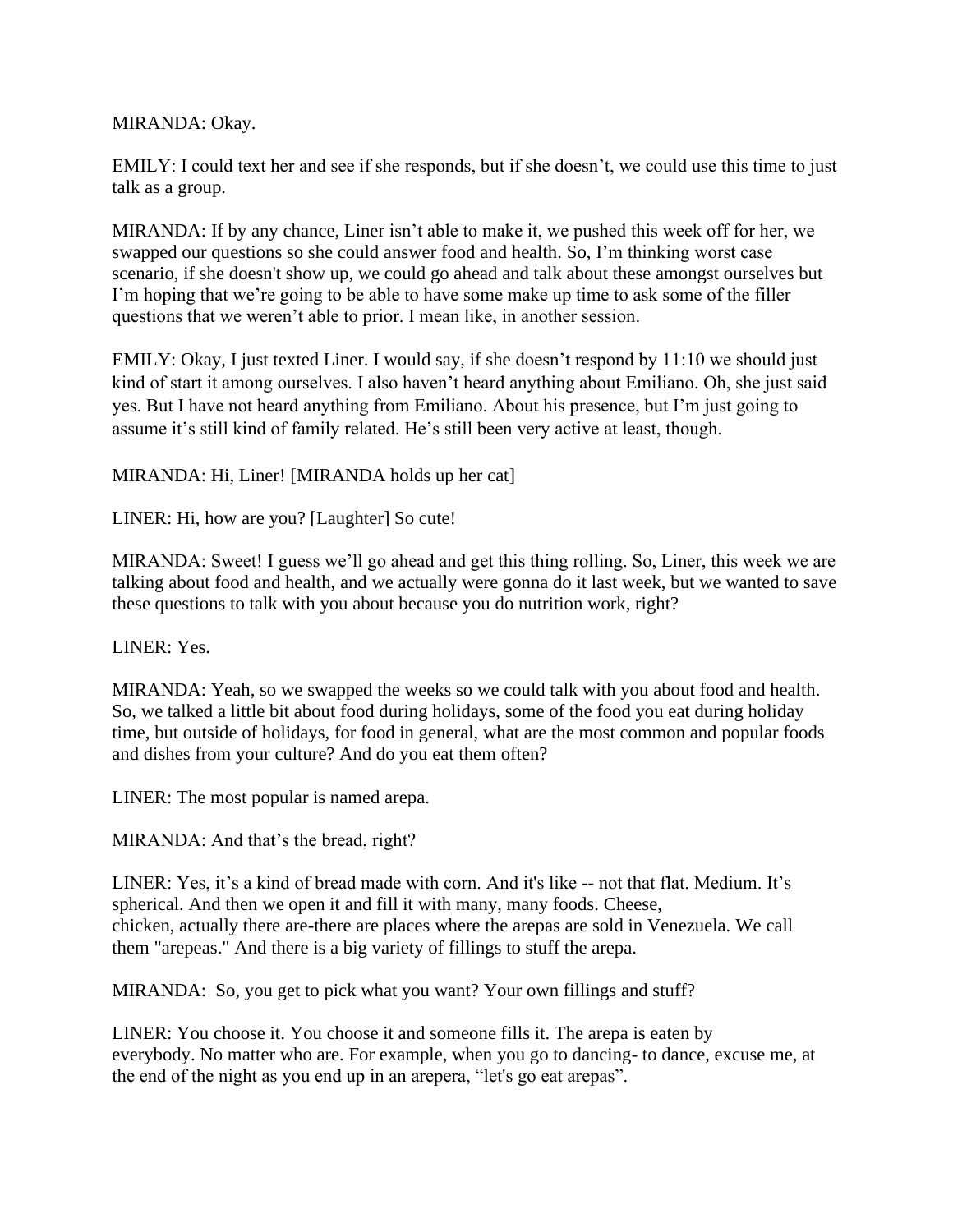MIRANDA: Okay.

EMILY: I could text her and see if she responds, but if she doesn't, we could use this time to just talk as a group.

MIRANDA: If by any chance, Liner isn't able to make it, we pushed this week off for her, we swapped our questions so she could answer food and health. So, I'm thinking worst case scenario, if she doesn't show up, we could go ahead and talk about these amongst ourselves but I'm hoping that we're going to be able to have some make up time to ask some of the filler questions that we weren't able to prior. I mean like, in another session.

EMILY: Okay, I just texted Liner. I would say, if she doesn't respond by 11:10 we should just kind of start it among ourselves. I also haven't heard anything about Emiliano. Oh, she just said yes. But I have not heard anything from Emiliano. About his presence, but I'm just going to assume it's still kind of family related. He's still been very active at least, though.

MIRANDA: Hi, Liner! [MIRANDA holds up her cat]

LINER: Hi, how are you? [Laughter] So cute!

MIRANDA: Sweet! I guess we'll go ahead and get this thing rolling. So, Liner, this week we are talking about food and health, and we actually were gonna do it last week, but we wanted to save these questions to talk with you about because you do nutrition work, right?

LINER: Yes.

MIRANDA: Yeah, so we swapped the weeks so we could talk with you about food and health. So, we talked a little bit about food during holidays, some of the food you eat during holiday time, but outside of holidays, for food in general, what are the most common and popular foods and dishes from your culture? And do you eat them often?

LINER: The most popular is named arepa.

MIRANDA: And that's the bread, right?

LINER: Yes, it's a kind of bread made with corn. And it's like -- not that flat. Medium. It's spherical. And then we open it and fill it with many, many foods. Cheese, chicken, actually there are-there are places where the arepas are sold in Venezuela. We call them "arepeas." And there is a big variety of fillings to stuff the arepa.

MIRANDA: So, you get to pick what you want? Your own fillings and stuff?

LINER: You choose it. You choose it and someone fills it. The arepa is eaten by everybody. No matter who are. For example, when you go to dancing- to dance, excuse me, at the end of the night as you end up in an arepera, "let's go eat arepas".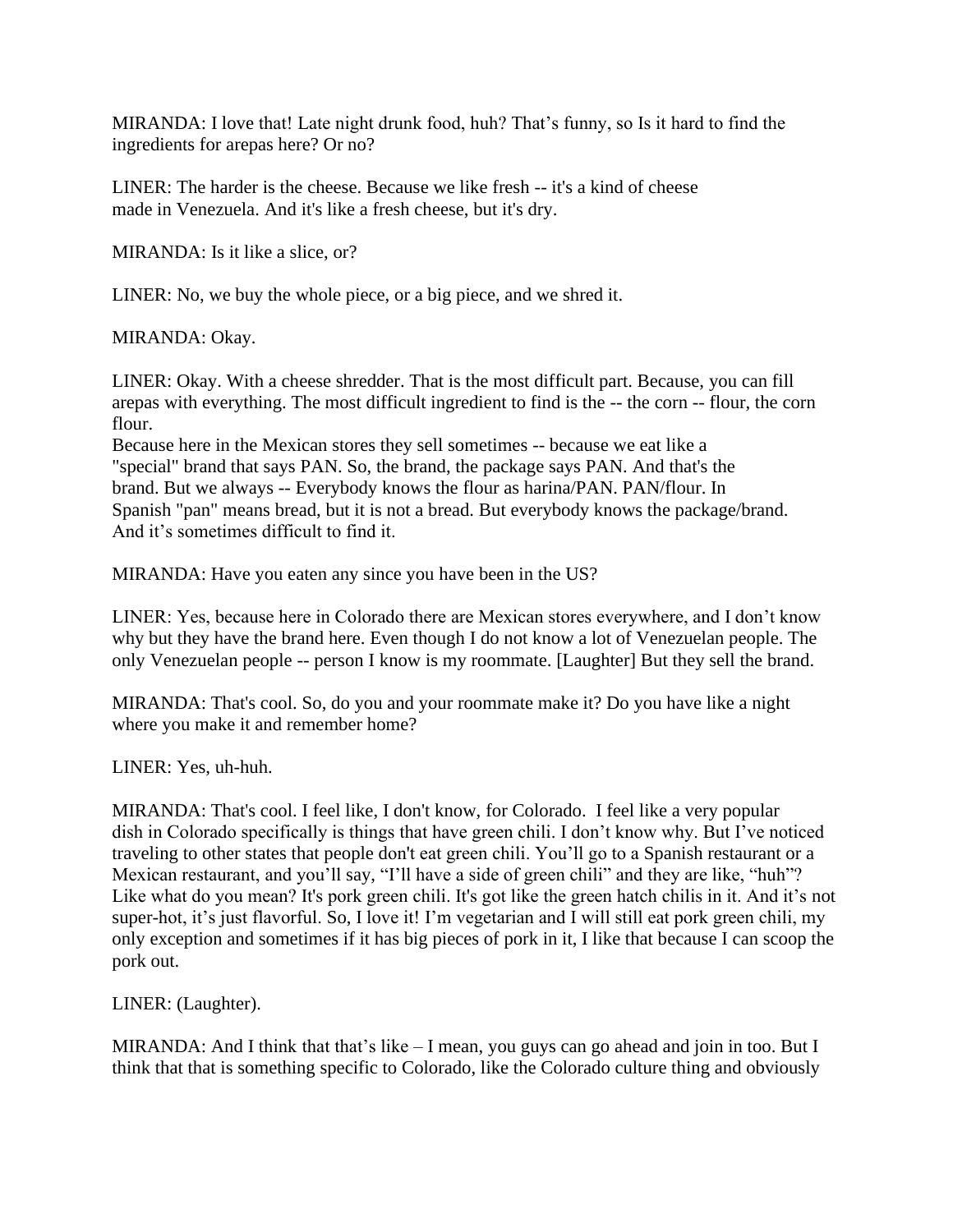MIRANDA: I love that! Late night drunk food, huh? That's funny, so Is it hard to find the ingredients for arepas here? Or no?

LINER: The harder is the cheese. Because we like fresh -- it's a kind of cheese made in Venezuela. And it's like a fresh cheese, but it's dry.

MIRANDA: Is it like a slice, or?

LINER: No, we buy the whole piece, or a big piece, and we shred it.

MIRANDA: Okay.

LINER: Okay. With a cheese shredder. That is the most difficult part. Because, you can fill arepas with everything. The most difficult ingredient to find is the -- the corn -- flour, the corn flour.
Because here in the Mexican stores they sell sometimes -- because we eat like a "special" brand that says PAN. So, the brand, the package says PAN. And that's the brand. But we always -- Everybody knows the flour as harina/PAN. PAN/flour. In Spanish "pan" means bread, but it is not a bread. But everybody knows the package/brand. And it's sometimes difficult to find it.

MIRANDA: Have you eaten any since you have been in the US?

LINER: Yes, because here in Colorado there are Mexican stores everywhere, and I don't know why but they have the brand here. Even though I do not know a lot of Venezuelan people. The only Venezuelan people -- person I know is my roommate. [Laughter] But they sell the brand.

MIRANDA: That's cool. So, do you and your roommate make it? Do you have like a night where you make it and remember home?

LINER: Yes, uh-huh.

MIRANDA: That's cool. I feel like, I don't know, for Colorado. I feel like a very popular dish in Colorado specifically is things that have green chili. I don't know why. But I've noticed traveling to other states that people don't eat green chili. You'll go to a Spanish restaurant or a Mexican restaurant, and you'll say, "I'll have a side of green chili" and they are like, "huh"? Like what do you mean? It's pork green chili. It's got like the green hatch chilis in it. And it's not super-hot, it's just flavorful. So, I love it! I'm vegetarian and I will still eat pork green chili, my only exception and sometimes if it has big pieces of pork in it, I like that because I can scoop the pork out.

LINER: (Laughter).

MIRANDA: And I think that that's like – I mean, you guys can go ahead and join in too. But I think that that is something specific to Colorado, like the Colorado culture thing and obviously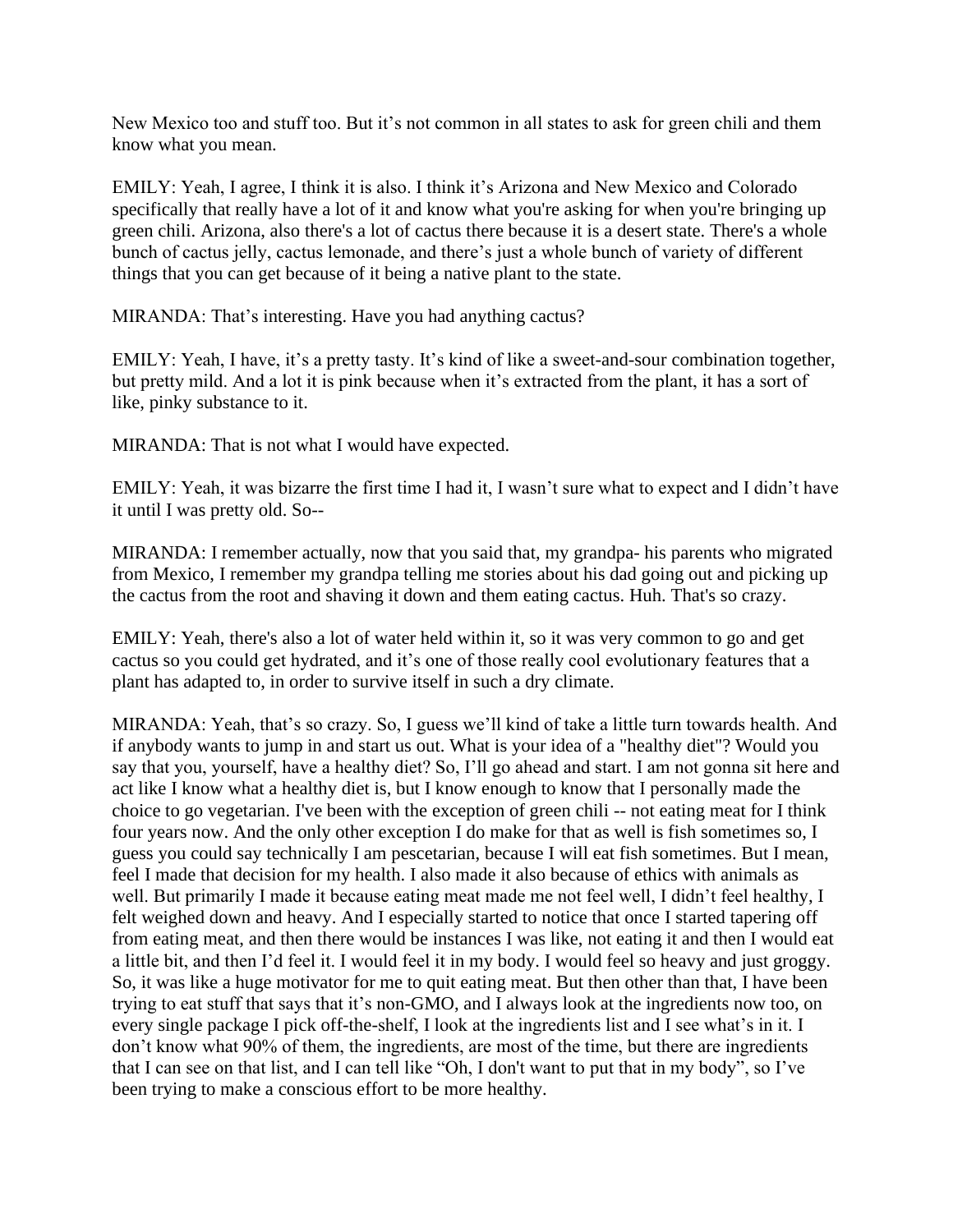New Mexico too and stuff too. But it's not common in all states to ask for green chili and them know what you mean.

EMILY: Yeah, I agree, I think it is also. I think it's Arizona and New Mexico and Colorado specifically that really have a lot of it and know what you're asking for when you're bringing up green chili. Arizona, also there's a lot of cactus there because it is a desert state. There's a whole bunch of cactus jelly, cactus lemonade, and there's just a whole bunch of variety of different things that you can get because of it being a native plant to the state.

MIRANDA: That's interesting. Have you had anything cactus?

EMILY: Yeah, I have, it's a pretty tasty. It's kind of like a sweet-and-sour combination together, but pretty mild. And a lot it is pink because when it's extracted from the plant, it has a sort of like, pinky substance to it.

MIRANDA: That is not what I would have expected.

EMILY: Yeah, it was bizarre the first time I had it, I wasn't sure what to expect and I didn't have it until I was pretty old. So--

MIRANDA: I remember actually, now that you said that, my grandpa- his parents who migrated from Mexico, I remember my grandpa telling me stories about his dad going out and picking up the cactus from the root and shaving it down and them eating cactus. Huh. That's so crazy.

EMILY: Yeah, there's also a lot of water held within it, so it was very common to go and get cactus so you could get hydrated, and it's one of those really cool evolutionary features that a plant has adapted to, in order to survive itself in such a dry climate.

MIRANDA: Yeah, that's so crazy. So, I guess we'll kind of take a little turn towards health. And if anybody wants to jump in and start us out. What is your idea of a "healthy diet"? Would you say that you, yourself, have a healthy diet? So, I'll go ahead and start. I am not gonna sit here and act like I know what a healthy diet is, but I know enough to know that I personally made the choice to go vegetarian. I've been with the exception of green chili -- not eating meat for I think four years now. And the only other exception I do make for that as well is fish sometimes so, I guess you could say technically I am pescetarian, because I will eat fish sometimes. But I mean, feel I made that decision for my health. I also made it also because of ethics with animals as well. But primarily I made it because eating meat made me not feel well, I didn't feel healthy, I felt weighed down and heavy. And I especially started to notice that once I started tapering off from eating meat, and then there would be instances I was like, not eating it and then I would eat a little bit, and then I'd feel it. I would feel it in my body. I would feel so heavy and just groggy. So, it was like a huge motivator for me to quit eating meat. But then other than that, I have been trying to eat stuff that says that it's non-GMO, and I always look at the ingredients now too, on every single package I pick off-the-shelf, I look at the ingredients list and I see what's in it. I don't know what 90% of them, the ingredients, are most of the time, but there are ingredients that I can see on that list, and I can tell like "Oh, I don't want to put that in my body", so I've been trying to make a conscious effort to be more healthy.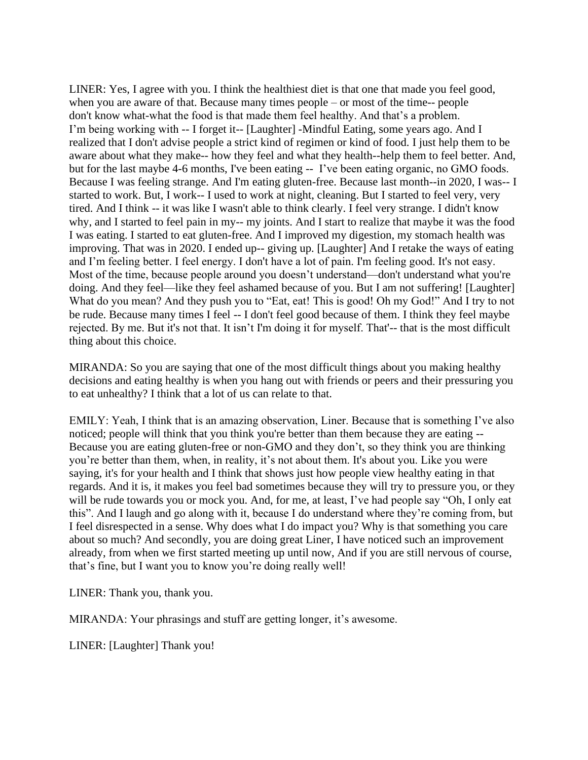LINER: Yes, I agree with you. I think the healthiest diet is that one that made you feel good, when you are aware of that. Because many times people – or most of the time-- people don't know what-what the food is that made them feel healthy. And that's a problem. I'm being working with -- I forget it-- [Laughter] -Mindful Eating, some years ago. And I realized that I don't advise people a strict kind of regimen or kind of food. I just help them to be aware about what they make-- how they feel and what they health--help them to feel better. And, but for the last maybe 4-6 months, I've been eating -- I've been eating organic, no GMO foods. Because I was feeling strange. And I'm eating gluten-free. Because last month--in 2020, I was-- I started to work. But, I work-- I used to work at night, cleaning. But I started to feel very, very tired. And I think -- it was like I wasn't able to think clearly. I feel very strange. I didn't know why, and I started to feel pain in my-- my joints. And I start to realize that maybe it was the food I was eating. I started to eat gluten-free. And I improved my digestion, my stomach health was improving. That was in 2020. I ended up-- giving up. [Laughter] And I retake the ways of eating and I'm feeling better. I feel energy. I don't have a lot of pain. I'm feeling good. It's not easy. Most of the time, because people around you doesn't understand—don't understand what you're doing. And they feel—like they feel ashamed because of you. But I am not suffering! [Laughter] What do you mean? And they push you to "Eat, eat! This is good! Oh my God!" And I try to not be rude. Because many times I feel -- I don't feel good because of them. I think they feel maybe rejected. By me. But it's not that. It isn't I'm doing it for myself. That'-- that is the most difficult thing about this choice.

MIRANDA: So you are saying that one of the most difficult things about you making healthy decisions and eating healthy is when you hang out with friends or peers and their pressuring you to eat unhealthy? I think that a lot of us can relate to that.

EMILY: Yeah, I think that is an amazing observation, Liner. Because that is something I've also noticed; people will think that you think you're better than them because they are eating -- Because you are eating gluten-free or non-GMO and they don't, so they think you are thinking you're better than them, when, in reality, it's not about them. It's about you. Like you were saying, it's for your health and I think that shows just how people view healthy eating in that regards. And it is, it makes you feel bad sometimes because they will try to pressure you, or they will be rude towards you or mock you. And, for me, at least, I've had people say "Oh, I only eat this". And I laugh and go along with it, because I do understand where they're coming from, but I feel disrespected in a sense. Why does what I do impact you? Why is that something you care about so much? And secondly, you are doing great Liner, I have noticed such an improvement already, from when we first started meeting up until now, And if you are still nervous of course, that's fine, but I want you to know you're doing really well!

LINER: Thank you, thank you.

MIRANDA: Your phrasings and stuff are getting longer, it's awesome.

LINER: [Laughter] Thank you!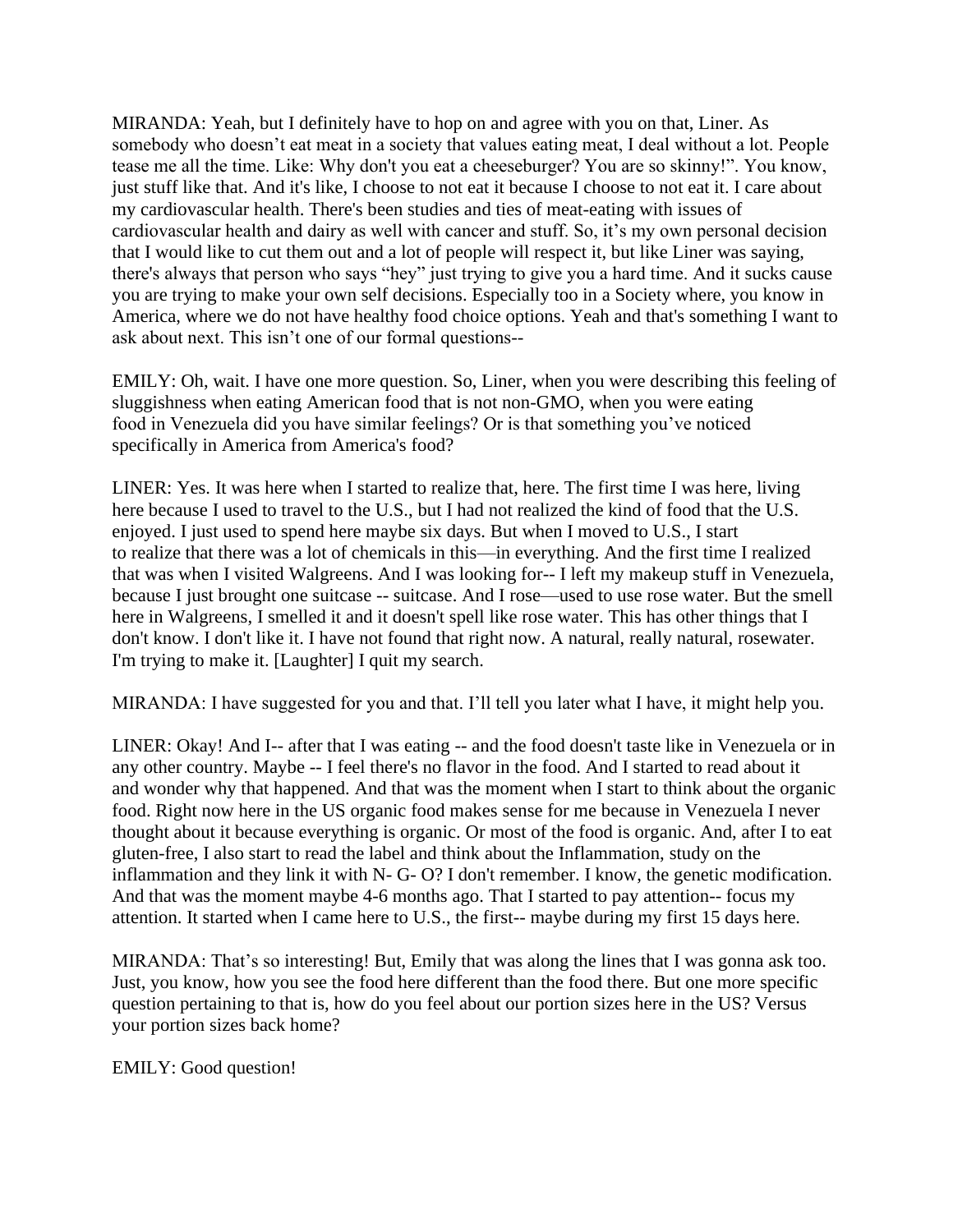MIRANDA: Yeah, but I definitely have to hop on and agree with you on that, Liner. As somebody who doesn't eat meat in a society that values eating meat, I deal without a lot. People tease me all the time. Like: Why don't you eat a cheeseburger? You are so skinny!". You know, just stuff like that. And it's like, I choose to not eat it because I choose to not eat it. I care about my cardiovascular health. There's been studies and ties of meat-eating with issues of cardiovascular health and dairy as well with cancer and stuff. So, it's my own personal decision that I would like to cut them out and a lot of people will respect it, but like Liner was saying, there's always that person who says "hey" just trying to give you a hard time. And it sucks cause you are trying to make your own self decisions. Especially too in a Society where, you know in America, where we do not have healthy food choice options. Yeah and that's something I want to ask about next. This isn't one of our formal questions--

EMILY: Oh, wait. I have one more question. So, Liner, when you were describing this feeling of sluggishness when eating American food that is not non-GMO, when you were eating food in Venezuela did you have similar feelings? Or is that something you've noticed specifically in America from America's food?

LINER: Yes. It was here when I started to realize that, here. The first time I was here, living here because I used to travel to the U.S., but I had not realized the kind of food that the U.S. enjoyed. I just used to spend here maybe six days. But when I moved to U.S., I start to realize that there was a lot of chemicals in this—in everything. And the first time I realized that was when I visited Walgreens. And I was looking for-- I left my makeup stuff in Venezuela, because I just brought one suitcase -- suitcase. And I rose—used to use rose water. But the smell here in Walgreens, I smelled it and it doesn't spell like rose water. This has other things that I don't know. I don't like it. I have not found that right now. A natural, really natural, rosewater. I'm trying to make it. [Laughter] I quit my search.

MIRANDA: I have suggested for you and that. I'll tell you later what I have, it might help you.

LINER: Okay! And I-- after that I was eating -- and the food doesn't taste like in Venezuela or in any other country. Maybe -- I feel there's no flavor in the food. And I started to read about it and wonder why that happened. And that was the moment when I start to think about the organic food. Right now here in the US organic food makes sense for me because in Venezuela I never thought about it because everything is organic. Or most of the food is organic. And, after I to eat gluten-free, I also start to read the label and think about the Inflammation, study on the inflammation and they link it with N- G- O? I don't remember. I know, the genetic modification. And that was the moment maybe 4-6 months ago. That I started to pay attention-- focus my attention. It started when I came here to U.S., the first-- maybe during my first 15 days here.

MIRANDA: That's so interesting! But, Emily that was along the lines that I was gonna ask too. Just, you know, how you see the food here different than the food there. But one more specific question pertaining to that is, how do you feel about our portion sizes here in the US? Versus your portion sizes back home?

EMILY: Good question!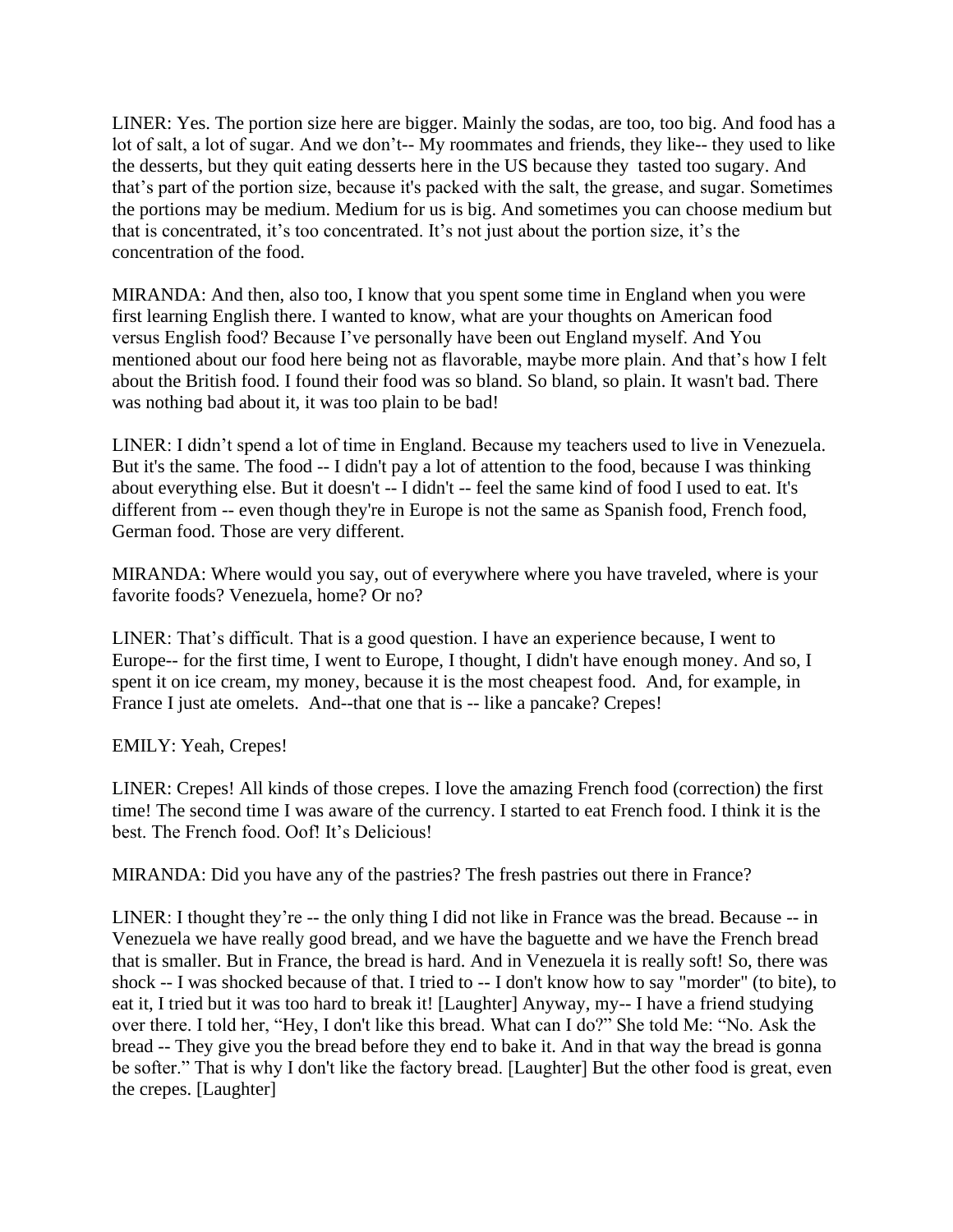LINER: Yes. The portion size here are bigger. Mainly the sodas, are too, too big. And food has a lot of salt, a lot of sugar. And we don't-- My roommates and friends, they like-- they used to like the desserts, but they quit eating desserts here in the US because they tasted too sugary. And that's part of the portion size, because it's packed with the salt, the grease, and sugar. Sometimes the portions may be medium. Medium for us is big. And sometimes you can choose medium but that is concentrated, it's too concentrated. It's not just about the portion size, it's the concentration of the food.

MIRANDA: And then, also too, I know that you spent some time in England when you were first learning English there. I wanted to know, what are your thoughts on American food versus English food? Because I've personally have been out England myself. And You mentioned about our food here being not as flavorable, maybe more plain. And that's how I felt about the British food. I found their food was so bland. So bland, so plain. It wasn't bad. There was nothing bad about it, it was too plain to be bad!

LINER: I didn't spend a lot of time in England. Because my teachers used to live in Venezuela. But it's the same. The food -- I didn't pay a lot of attention to the food, because I was thinking about everything else. But it doesn't -- I didn't -- feel the same kind of food I used to eat. It's different from -- even though they're in Europe is not the same as Spanish food, French food, German food. Those are very different.

MIRANDA: Where would you say, out of everywhere where you have traveled, where is your favorite foods? Venezuela, home? Or no?

LINER: That's difficult. That is a good question. I have an experience because, I went to Europe-- for the first time, I went to Europe, I thought, I didn't have enough money. And so, I spent it on ice cream, my money, because it is the most cheapest food. And, for example, in France I just ate omelets. And--that one that is -- like a pancake? Crepes!

EMILY: Yeah, Crepes!

LINER: Crepes! All kinds of those crepes. I love the amazing French food (correction) the first time! The second time I was aware of the currency. I started to eat French food. I think it is the best. The French food. Oof! It's Delicious!

MIRANDA: Did you have any of the pastries? The fresh pastries out there in France?

LINER: I thought they're -- the only thing I did not like in France was the bread. Because -- in Venezuela we have really good bread, and we have the baguette and we have the French bread that is smaller. But in France, the bread is hard. And in Venezuela it is really soft! So, there was shock -- I was shocked because of that. I tried to -- I don't know how to say "morder" (to bite), to eat it, I tried but it was too hard to break it! [Laughter] Anyway, my-- I have a friend studying over there. I told her, "Hey, I don't like this bread. What can I do?" She told Me: "No. Ask the bread -- They give you the bread before they end to bake it. And in that way the bread is gonna be softer." That is why I don't like the factory bread. [Laughter] But the other food is great, even the crepes. [Laughter]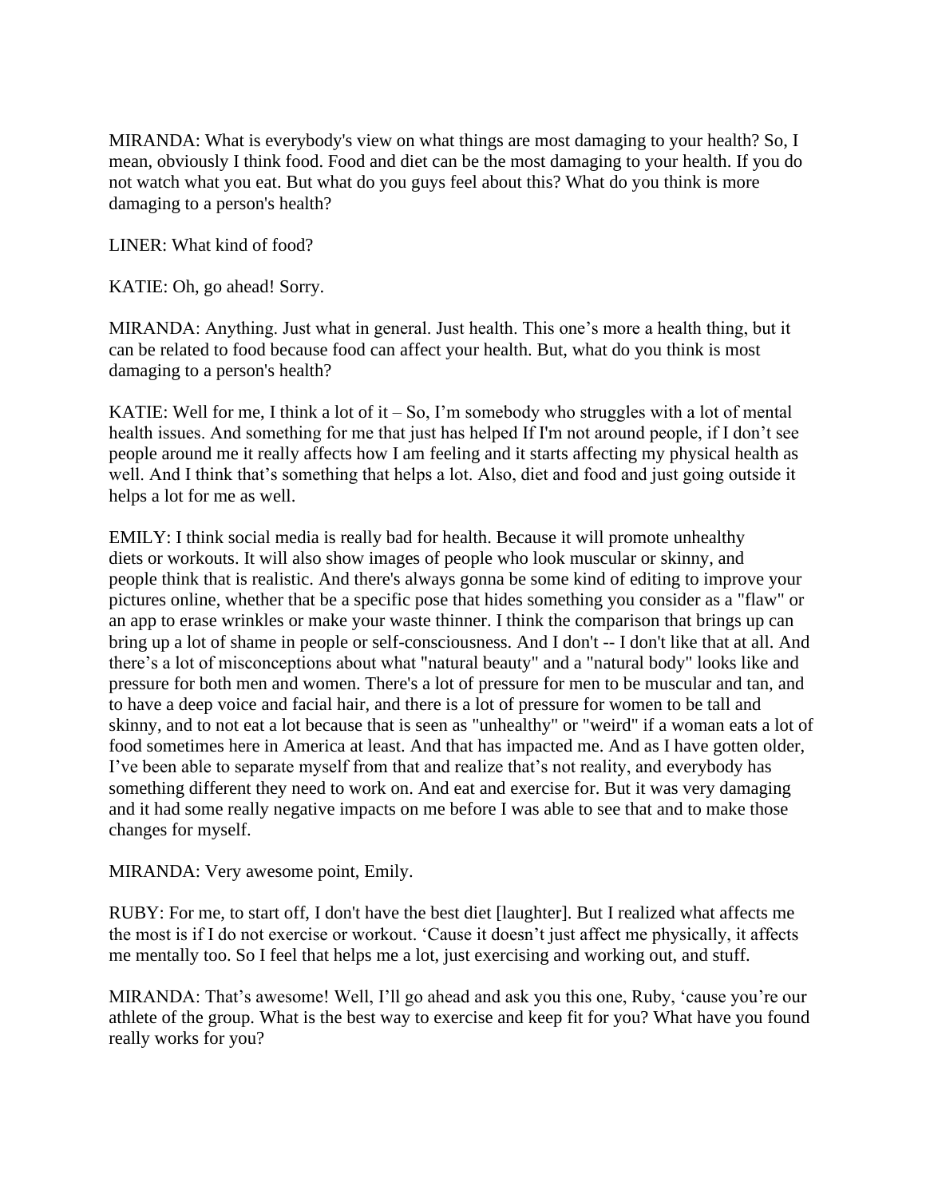MIRANDA: What is everybody's view on what things are most damaging to your health? So, I mean, obviously I think food. Food and diet can be the most damaging to your health. If you do not watch what you eat. But what do you guys feel about this? What do you think is more damaging to a person's health?

LINER: What kind of food?

KATIE: Oh, go ahead! Sorry.

MIRANDA: Anything. Just what in general. Just health. This one's more a health thing, but it can be related to food because food can affect your health. But, what do you think is most damaging to a person's health?

KATIE: Well for me, I think a lot of it – So, I'm somebody who struggles with a lot of mental health issues. And something for me that just has helped If I'm not around people, if I don't see people around me it really affects how I am feeling and it starts affecting my physical health as well. And I think that's something that helps a lot. Also, diet and food and just going outside it helps a lot for me as well.

EMILY: I think social media is really bad for health. Because it will promote unhealthy diets or workouts. It will also show images of people who look muscular or skinny, and people think that is realistic. And there's always gonna be some kind of editing to improve your pictures online, whether that be a specific pose that hides something you consider as a "flaw" or an app to erase wrinkles or make your waste thinner. I think the comparison that brings up can bring up a lot of shame in people or self-consciousness. And I don't -- I don't like that at all. And there's a lot of misconceptions about what "natural beauty" and a "natural body" looks like and pressure for both men and women. There's a lot of pressure for men to be muscular and tan, and to have a deep voice and facial hair, and there is a lot of pressure for women to be tall and skinny, and to not eat a lot because that is seen as "unhealthy" or "weird" if a woman eats a lot of food sometimes here in America at least. And that has impacted me. And as I have gotten older, I've been able to separate myself from that and realize that's not reality, and everybody has something different they need to work on. And eat and exercise for. But it was very damaging and it had some really negative impacts on me before I was able to see that and to make those changes for myself.

MIRANDA: Very awesome point, Emily.

RUBY: For me, to start off, I don't have the best diet [laughter]. But I realized what affects me the most is if I do not exercise or workout. 'Cause it doesn't just affect me physically, it affects me mentally too. So I feel that helps me a lot, just exercising and working out, and stuff.

MIRANDA: That's awesome! Well, I'll go ahead and ask you this one, Ruby, 'cause you're our athlete of the group. What is the best way to exercise and keep fit for you? What have you found really works for you?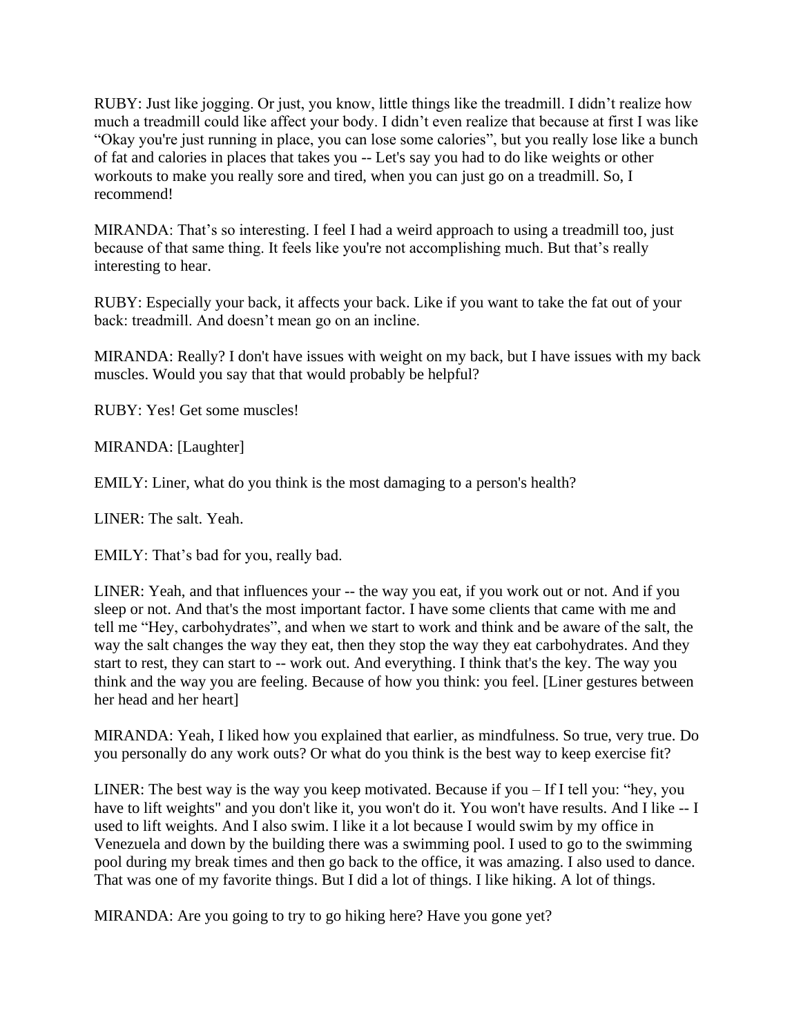RUBY: Just like jogging. Or just, you know, little things like the treadmill. I didn't realize how much a treadmill could like affect your body. I didn't even realize that because at first I was like "Okay you're just running in place, you can lose some calories", but you really lose like a bunch of fat and calories in places that takes you -- Let's say you had to do like weights or other workouts to make you really sore and tired, when you can just go on a treadmill. So, I recommend!

MIRANDA: That's so interesting. I feel I had a weird approach to using a treadmill too, just because of that same thing. It feels like you're not accomplishing much. But that's really interesting to hear.

RUBY: Especially your back, it affects your back. Like if you want to take the fat out of your back: treadmill. And doesn't mean go on an incline.

MIRANDA: Really? I don't have issues with weight on my back, but I have issues with my back muscles. Would you say that that would probably be helpful?

RUBY: Yes! Get some muscles!

MIRANDA: [Laughter]

EMILY: Liner, what do you think is the most damaging to a person's health?

LINER: The salt. Yeah.

EMILY: That's bad for you, really bad.

LINER: Yeah, and that influences your -- the way you eat, if you work out or not. And if you sleep or not. And that's the most important factor. I have some clients that came with me and tell me "Hey, carbohydrates", and when we start to work and think and be aware of the salt, the way the salt changes the way they eat, then they stop the way they eat carbohydrates. And they start to rest, they can start to -- work out. And everything. I think that's the key. The way you think and the way you are feeling. Because of how you think: you feel. [Liner gestures between her head and her heart]

MIRANDA: Yeah, I liked how you explained that earlier, as mindfulness. So true, very true. Do you personally do any work outs? Or what do you think is the best way to keep exercise fit?

LINER: The best way is the way you keep motivated. Because if you – If I tell you: "hey, you have to lift weights" and you don't like it, you won't do it. You won't have results. And I like -- I used to lift weights. And I also swim. I like it a lot because I would swim by my office in Venezuela and down by the building there was a swimming pool. I used to go to the swimming pool during my break times and then go back to the office, it was amazing. I also used to dance. That was one of my favorite things. But I did a lot of things. I like hiking. A lot of things.

MIRANDA: Are you going to try to go hiking here? Have you gone yet?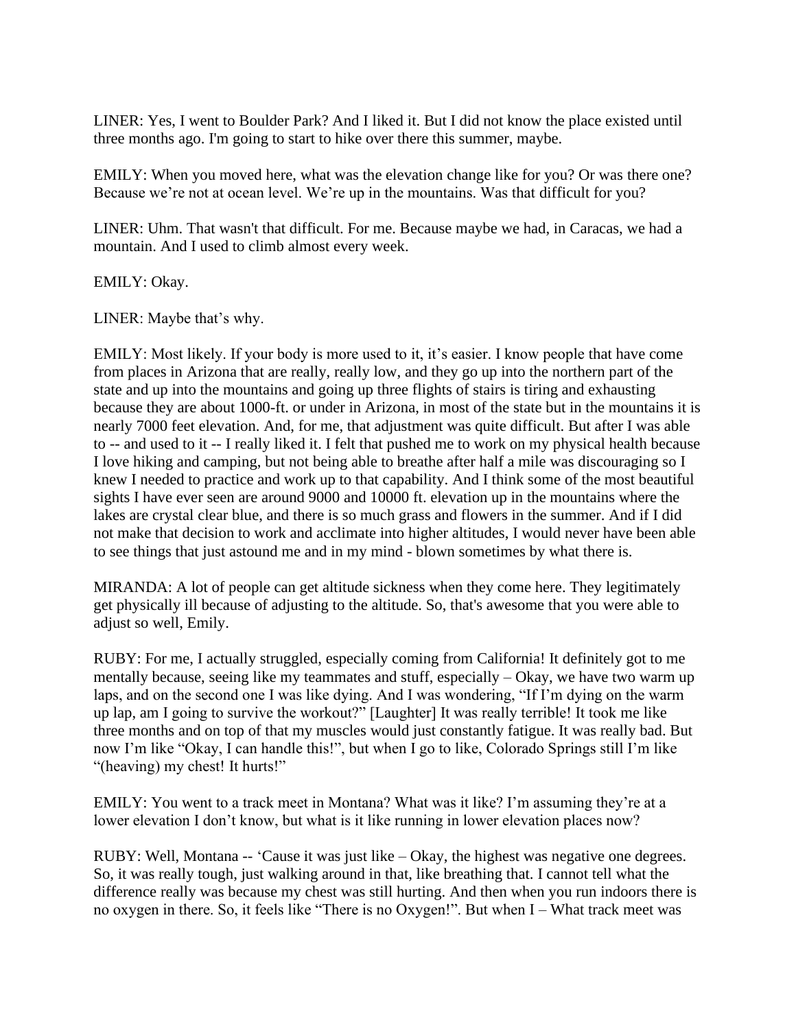LINER: Yes, I went to Boulder Park? And I liked it. But I did not know the place existed until three months ago. I'm going to start to hike over there this summer, maybe.

EMILY: When you moved here, what was the elevation change like for you? Or was there one? Because we're not at ocean level. We're up in the mountains. Was that difficult for you?

LINER: Uhm. That wasn't that difficult. For me. Because maybe we had, in Caracas, we had a mountain. And I used to climb almost every week.

EMILY: Okay.

LINER: Maybe that's why.

EMILY: Most likely. If your body is more used to it, it's easier. I know people that have come from places in Arizona that are really, really low, and they go up into the northern part of the state and up into the mountains and going up three flights of stairs is tiring and exhausting because they are about 1000-ft. or under in Arizona, in most of the state but in the mountains it is nearly 7000 feet elevation. And, for me, that adjustment was quite difficult. But after I was able to -- and used to it -- I really liked it. I felt that pushed me to work on my physical health because I love hiking and camping, but not being able to breathe after half a mile was discouraging so I knew I needed to practice and work up to that capability. And I think some of the most beautiful sights I have ever seen are around 9000 and 10000 ft. elevation up in the mountains where the lakes are crystal clear blue, and there is so much grass and flowers in the summer. And if I did not make that decision to work and acclimate into higher altitudes, I would never have been able to see things that just astound me and in my mind - blown sometimes by what there is.

MIRANDA: A lot of people can get altitude sickness when they come here. They legitimately get physically ill because of adjusting to the altitude. So, that's awesome that you were able to adjust so well, Emily.

RUBY: For me, I actually struggled, especially coming from California! It definitely got to me mentally because, seeing like my teammates and stuff, especially – Okay, we have two warm up laps, and on the second one I was like dying. And I was wondering, "If I'm dying on the warm up lap, am I going to survive the workout?" [Laughter] It was really terrible! It took me like three months and on top of that my muscles would just constantly fatigue. It was really bad. But now I'm like "Okay, I can handle this!", but when I go to like, Colorado Springs still I'm like "(heaving) my chest! It hurts!"

EMILY: You went to a track meet in Montana? What was it like? I'm assuming they're at a lower elevation I don't know, but what is it like running in lower elevation places now?

RUBY: Well, Montana -- 'Cause it was just like – Okay, the highest was negative one degrees. So, it was really tough, just walking around in that, like breathing that. I cannot tell what the difference really was because my chest was still hurting. And then when you run indoors there is no oxygen in there. So, it feels like "There is no Oxygen!". But when I – What track meet was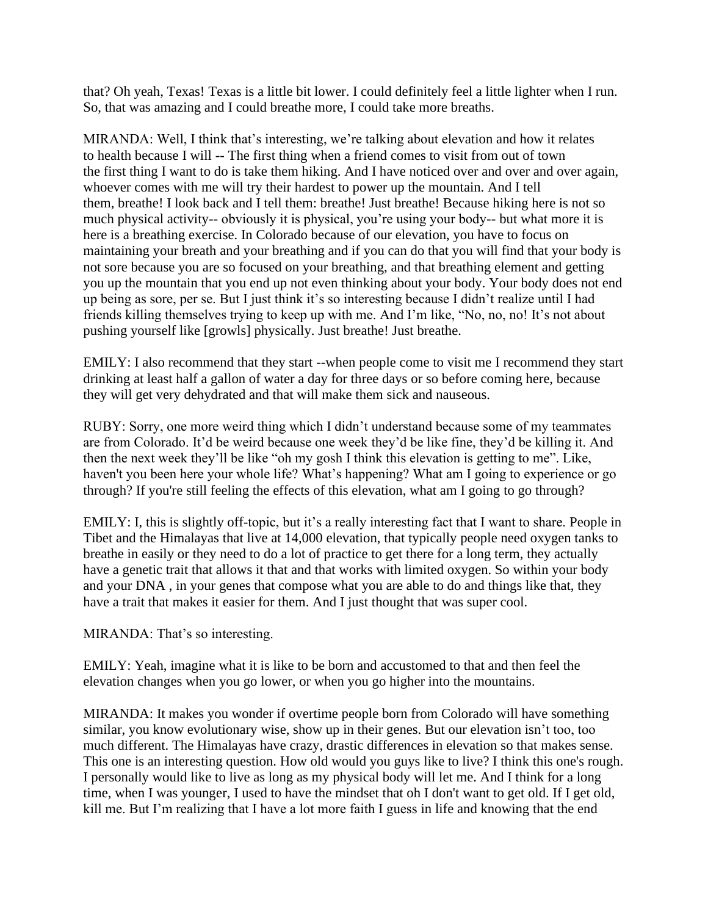that? Oh yeah, Texas! Texas is a little bit lower. I could definitely feel a little lighter when I run. So, that was amazing and I could breathe more, I could take more breaths.

MIRANDA: Well, I think that's interesting, we're talking about elevation and how it relates to health because I will -- The first thing when a friend comes to visit from out of town the first thing I want to do is take them hiking. And I have noticed over and over and over again, whoever comes with me will try their hardest to power up the mountain. And I tell them, breathe! I look back and I tell them: breathe! Just breathe! Because hiking here is not so much physical activity-- obviously it is physical, you're using your body-- but what more it is here is a breathing exercise. In Colorado because of our elevation, you have to focus on maintaining your breath and your breathing and if you can do that you will find that your body is not sore because you are so focused on your breathing, and that breathing element and getting you up the mountain that you end up not even thinking about your body. Your body does not end up being as sore, per se. But I just think it's so interesting because I didn't realize until I had friends killing themselves trying to keep up with me. And I'm like, "No, no, no! It's not about pushing yourself like [growls] physically. Just breathe! Just breathe.

EMILY: I also recommend that they start --when people come to visit me I recommend they start drinking at least half a gallon of water a day for three days or so before coming here, because they will get very dehydrated and that will make them sick and nauseous.

RUBY: Sorry, one more weird thing which I didn't understand because some of my teammates are from Colorado. It'd be weird because one week they'd be like fine, they'd be killing it. And then the next week they'll be like "oh my gosh I think this elevation is getting to me". Like, haven't you been here your whole life? What's happening? What am I going to experience or go through? If you're still feeling the effects of this elevation, what am I going to go through?

EMILY: I, this is slightly off-topic, but it's a really interesting fact that I want to share. People in Tibet and the Himalayas that live at 14,000 elevation, that typically people need oxygen tanks to breathe in easily or they need to do a lot of practice to get there for a long term, they actually have a genetic trait that allows it that and that works with limited oxygen. So within your body and your DNA , in your genes that compose what you are able to do and things like that, they have a trait that makes it easier for them. And I just thought that was super cool.

MIRANDA: That's so interesting.

EMILY: Yeah, imagine what it is like to be born and accustomed to that and then feel the elevation changes when you go lower, or when you go higher into the mountains.

MIRANDA: It makes you wonder if overtime people born from Colorado will have something similar, you know evolutionary wise, show up in their genes. But our elevation isn't too, too much different. The Himalayas have crazy, drastic differences in elevation so that makes sense. This one is an interesting question. How old would you guys like to live? I think this one's rough. I personally would like to live as long as my physical body will let me. And I think for a long time, when I was younger, I used to have the mindset that oh I don't want to get old. If I get old, kill me. But I'm realizing that I have a lot more faith I guess in life and knowing that the end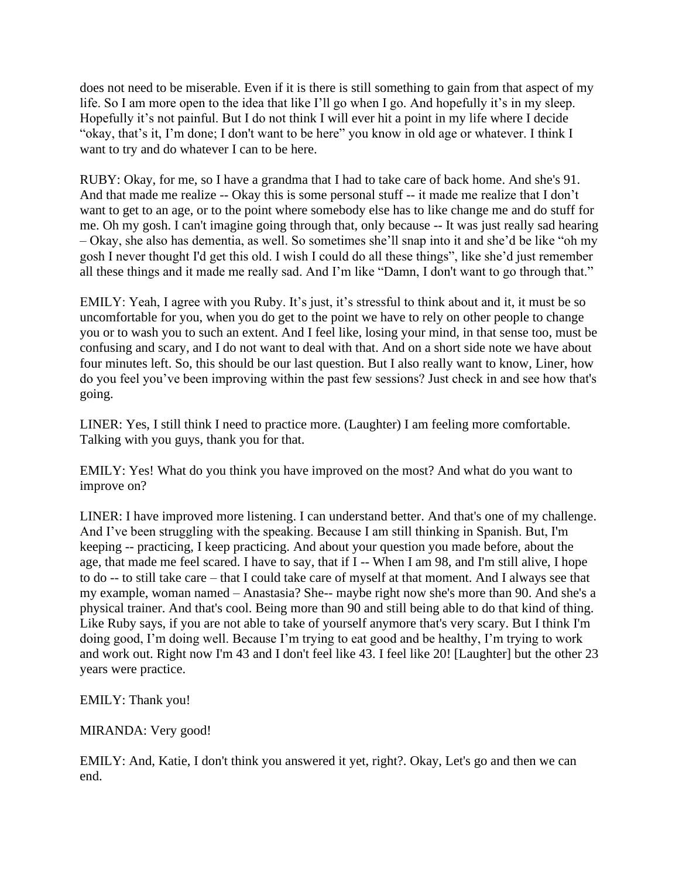does not need to be miserable. Even if it is there is still something to gain from that aspect of my life. So I am more open to the idea that like I'll go when I go. And hopefully it's in my sleep. Hopefully it's not painful. But I do not think I will ever hit a point in my life where I decide "okay, that's it, I'm done; I don't want to be here" you know in old age or whatever. I think I want to try and do whatever I can to be here.

RUBY: Okay, for me, so I have a grandma that I had to take care of back home. And she's 91. And that made me realize -- Okay this is some personal stuff -- it made me realize that I don't want to get to an age, or to the point where somebody else has to like change me and do stuff for me. Oh my gosh. I can't imagine going through that, only because -- It was just really sad hearing – Okay, she also has dementia, as well. So sometimes she'll snap into it and she'd be like "oh my gosh I never thought I'd get this old. I wish I could do all these things", like she'd just remember all these things and it made me really sad. And I'm like "Damn, I don't want to go through that."

EMILY: Yeah, I agree with you Ruby. It's just, it's stressful to think about and it, it must be so uncomfortable for you, when you do get to the point we have to rely on other people to change you or to wash you to such an extent. And I feel like, losing your mind, in that sense too, must be confusing and scary, and I do not want to deal with that. And on a short side note we have about four minutes left. So, this should be our last question. But I also really want to know, Liner, how do you feel you've been improving within the past few sessions? Just check in and see how that's going.

LINER: Yes, I still think I need to practice more. (Laughter) I am feeling more comfortable. Talking with you guys, thank you for that.

EMILY: Yes! What do you think you have improved on the most? And what do you want to improve on?

LINER: I have improved more listening. I can understand better. And that's one of my challenge. And I've been struggling with the speaking. Because I am still thinking in Spanish. But, I'm keeping -- practicing, I keep practicing. And about your question you made before, about the age, that made me feel scared. I have to say, that if I -- When I am 98, and I'm still alive, I hope to do -- to still take care – that I could take care of myself at that moment. And I always see that my example, woman named – Anastasia? She-- maybe right now she's more than 90. And she's a physical trainer. And that's cool. Being more than 90 and still being able to do that kind of thing. Like Ruby says, if you are not able to take of yourself anymore that's very scary. But I think I'm doing good, I'm doing well. Because I'm trying to eat good and be healthy, I'm trying to work and work out. Right now I'm 43 and I don't feel like 43. I feel like 20! [Laughter] but the other 23 years were practice.

EMILY: Thank you!

MIRANDA: Very good!

EMILY: And, Katie, I don't think you answered it yet, right?. Okay, Let's go and then we can end.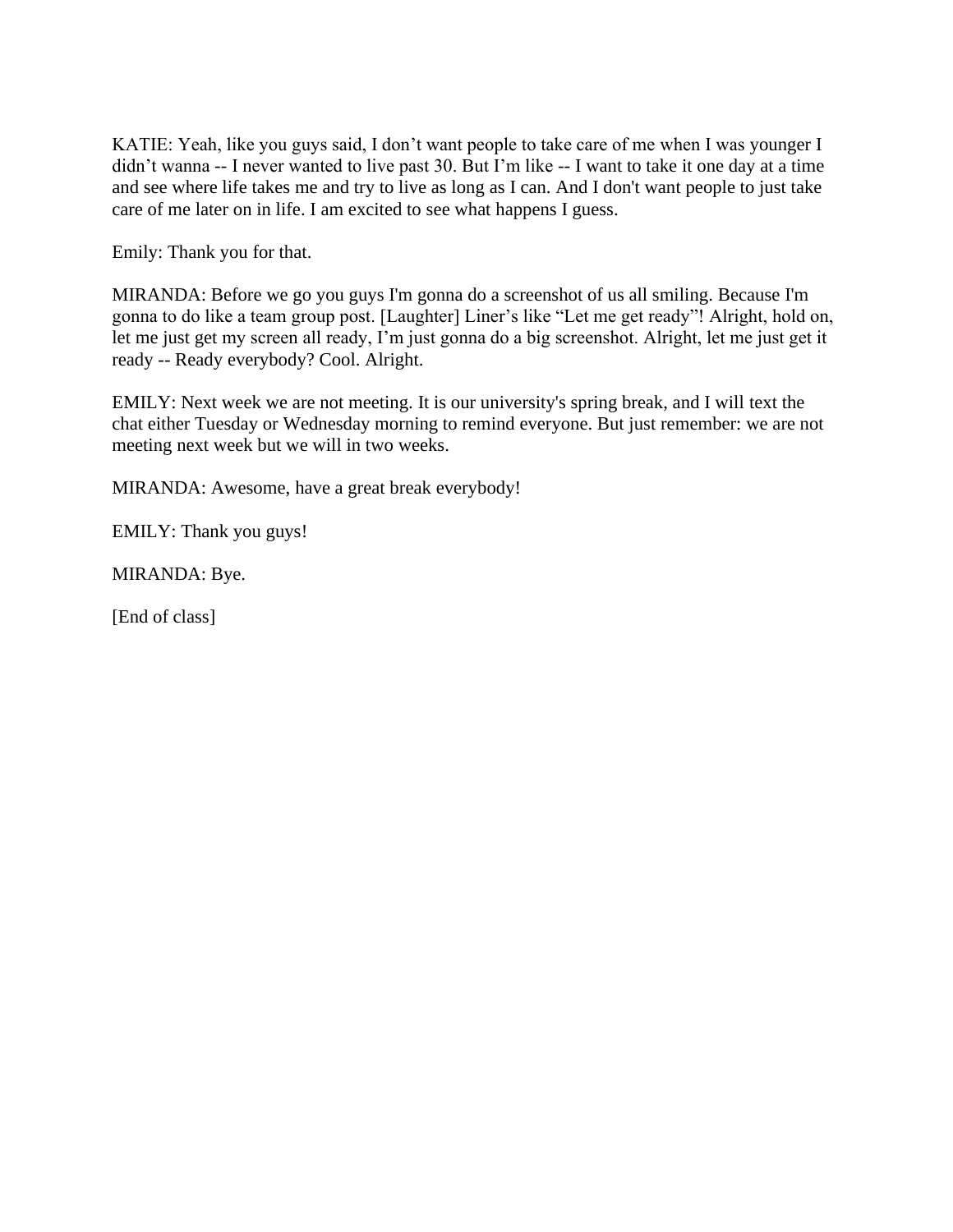KATIE: Yeah, like you guys said, I don't want people to take care of me when I was younger I didn't wanna -- I never wanted to live past 30. But I'm like -- I want to take it one day at a time and see where life takes me and try to live as long as I can. And I don't want people to just take care of me later on in life. I am excited to see what happens I guess.

Emily: Thank you for that.

MIRANDA: Before we go you guys I'm gonna do a screenshot of us all smiling. Because I'm gonna to do like a team group post. [Laughter] Liner's like "Let me get ready"! Alright, hold on, let me just get my screen all ready, I'm just gonna do a big screenshot. Alright, let me just get it ready -- Ready everybody? Cool. Alright.

EMILY: Next week we are not meeting. It is our university's spring break, and I will text the chat either Tuesday or Wednesday morning to remind everyone. But just remember: we are not meeting next week but we will in two weeks.

MIRANDA: Awesome, have a great break everybody!

EMILY: Thank you guys!

MIRANDA: Bye.

[End of class]